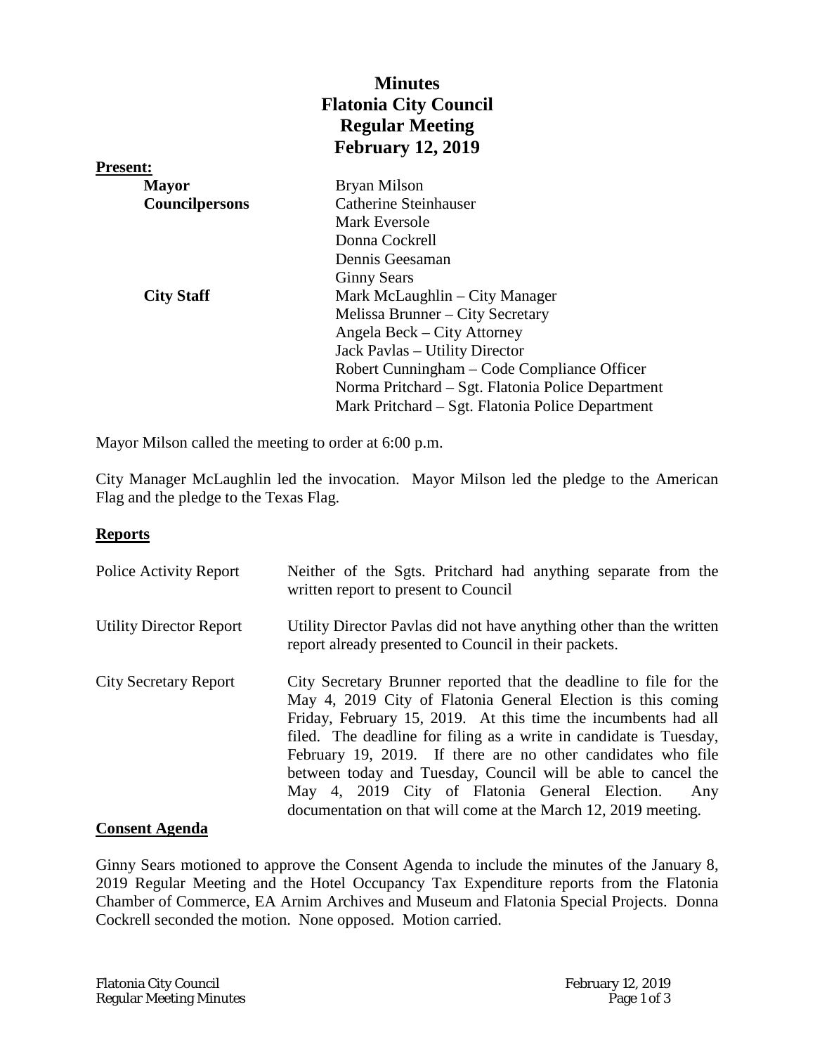# Minutes
# Flatonia City Council
# Regular Meeting
# February 12, 2019

**Present:**

| | |
|---|---|
| **Mayor** | Bryan Milson |
| **Councilpersons** | Catherine Steinhauser |
| | Mark Eversole |
| | Donna Cockrell |
| | Dennis Geesaman |
| | Ginny Sears |
| **City Staff** | Mark McLaughlin – City Manager |
| | Melissa Brunner – City Secretary |
| | Angela Beck – City Attorney |
| | Jack Pavlas – Utility Director |
| | Robert Cunningham – Code Compliance Officer |
| | Norma Pritchard – Sgt. Flatonia Police Department |
| | Mark Pritchard – Sgt. Flatonia Police Department |

Mayor Milson called the meeting to order at 6:00 p.m.

City Manager McLaughlin led the invocation. Mayor Milson led the pledge to the American Flag and the pledge to the Texas Flag.

## Reports

| | |
|---|---|
| Police Activity Report | Neither of the Sgts. Pritchard had anything separate from the written report to present to Council |
| Utility Director Report | Utility Director Pavlas did not have anything other than the written report already presented to Council in their packets. |
| City Secretary Report | City Secretary Brunner reported that the deadline to file for the May 4, 2019 City of Flatonia General Election is this coming Friday, February 15, 2019. At this time the incumbents had all filed. The deadline for filing as a write in candidate is Tuesday, February 19, 2019. If there are no other candidates who file between today and Tuesday, Council will be able to cancel the May 4, 2019 City of Flatonia General Election. Any documentation on that will come at the March 12, 2019 meeting. |

## Consent Agenda

Ginny Sears motioned to approve the Consent Agenda to include the minutes of the January 8, 2019 Regular Meeting and the Hotel Occupancy Tax Expenditure reports from the Flatonia Chamber of Commerce, EA Arnim Archives and Museum and Flatonia Special Projects. Donna Cockrell seconded the motion. None opposed. Motion carried.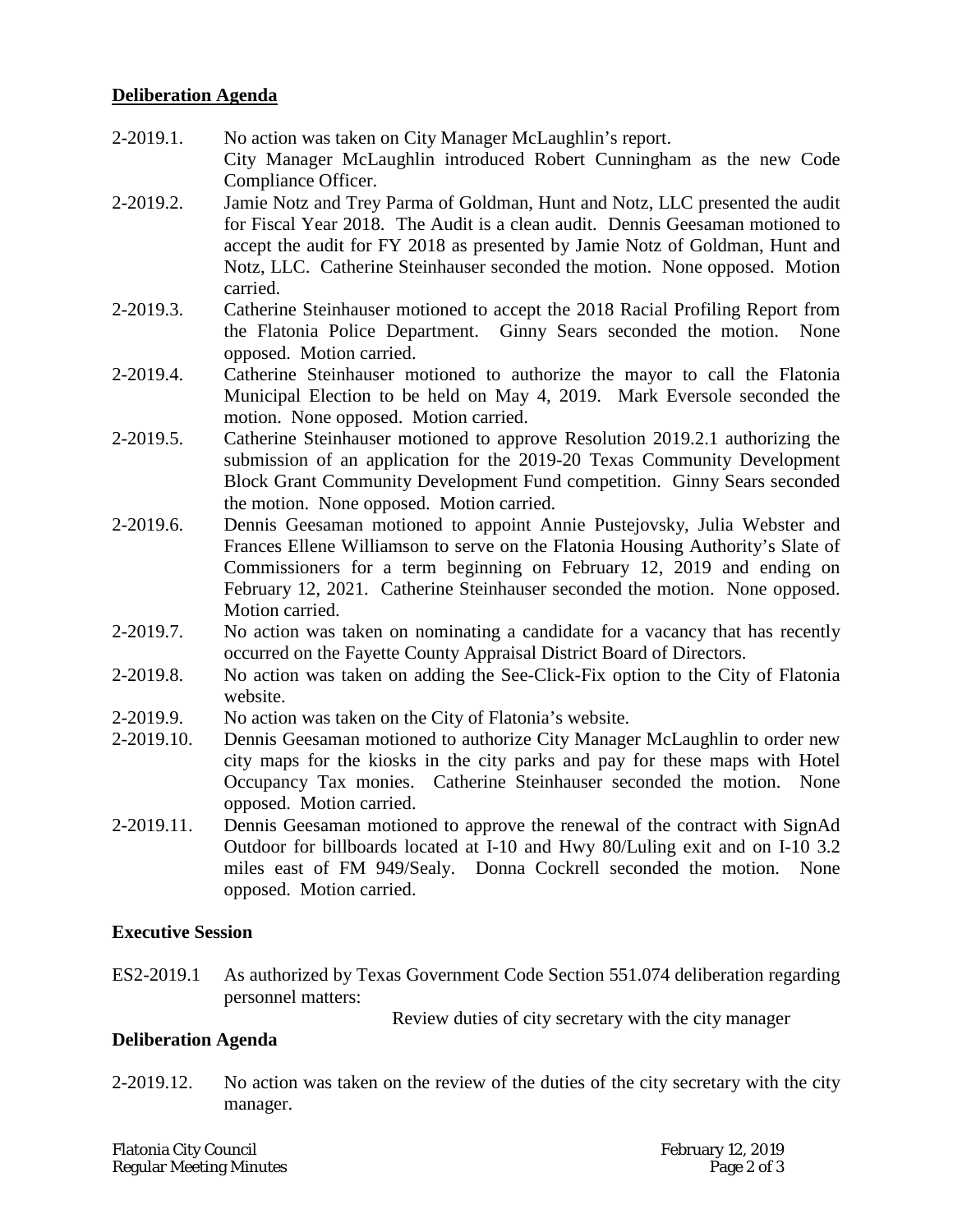## Deliberation Agenda

2-2019.1. No action was taken on City Manager McLaughlin's report. City Manager McLaughlin introduced Robert Cunningham as the new Code Compliance Officer.

2-2019.2. Jamie Notz and Trey Parma of Goldman, Hunt and Notz, LLC presented the audit for Fiscal Year 2018. The Audit is a clean audit. Dennis Geesaman motioned to accept the audit for FY 2018 as presented by Jamie Notz of Goldman, Hunt and Notz, LLC. Catherine Steinhauser seconded the motion. None opposed. Motion carried.

2-2019.3. Catherine Steinhauser motioned to accept the 2018 Racial Profiling Report from the Flatonia Police Department. Ginny Sears seconded the motion. None opposed. Motion carried.

2-2019.4. Catherine Steinhauser motioned to authorize the mayor to call the Flatonia Municipal Election to be held on May 4, 2019. Mark Eversole seconded the motion. None opposed. Motion carried.

2-2019.5. Catherine Steinhauser motioned to approve Resolution 2019.2.1 authorizing the submission of an application for the 2019-20 Texas Community Development Block Grant Community Development Fund competition. Ginny Sears seconded the motion. None opposed. Motion carried.

2-2019.6. Dennis Geesaman motioned to appoint Annie Pustejovsky, Julia Webster and Frances Ellene Williamson to serve on the Flatonia Housing Authority's Slate of Commissioners for a term beginning on February 12, 2019 and ending on February 12, 2021. Catherine Steinhauser seconded the motion. None opposed. Motion carried.

2-2019.7. No action was taken on nominating a candidate for a vacancy that has recently occurred on the Fayette County Appraisal District Board of Directors.

2-2019.8. No action was taken on adding the See-Click-Fix option to the City of Flatonia website.

2-2019.9. No action was taken on the City of Flatonia's website.

2-2019.10. Dennis Geesaman motioned to authorize City Manager McLaughlin to order new city maps for the kiosks in the city parks and pay for these maps with Hotel Occupancy Tax monies. Catherine Steinhauser seconded the motion. None opposed. Motion carried.

2-2019.11. Dennis Geesaman motioned to approve the renewal of the contract with SignAd Outdoor for billboards located at I-10 and Hwy 80/Luling exit and on I-10 3.2 miles east of FM 949/Sealy. Donna Cockrell seconded the motion. None opposed. Motion carried.

## Executive Session

ES2-2019.1 As authorized by Texas Government Code Section 551.074 deliberation regarding personnel matters:

Review duties of city secretary with the city manager

## Deliberation Agenda

2-2019.12. No action was taken on the review of the duties of the city secretary with the city manager.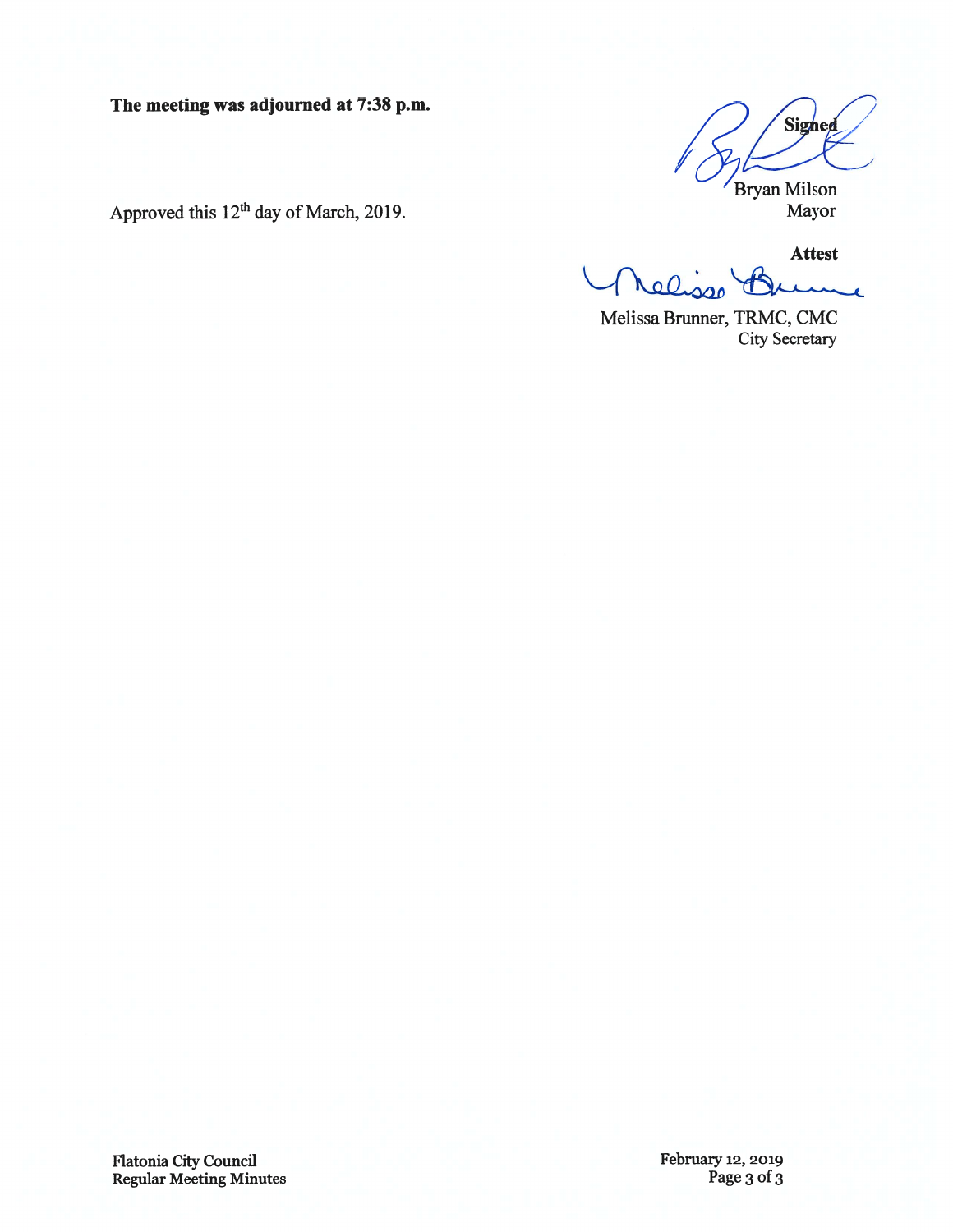**The meeting was adjourned at 7:38 p.m.**

Approved this 12th day of March, 2019.

**Signed**

Bryan Milson
Mayor

**Attest**

Melissa Brunner, TRMC, CMC
City Secretary